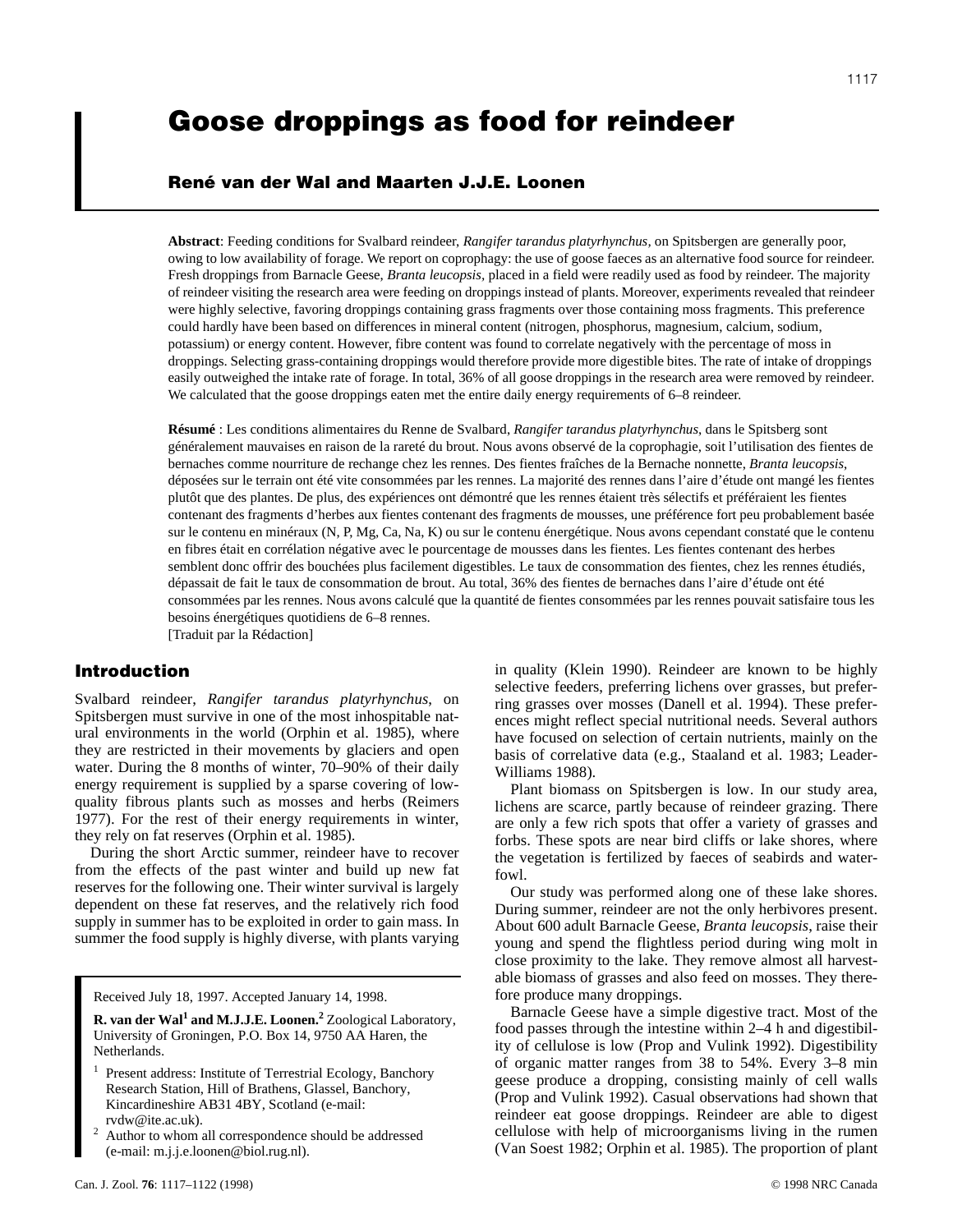# Goose droppings as food for reindeer

## René van der Wal and Maarten J.J.E. Loonen

**Abstract**: Feeding conditions for Svalbard reindeer, *Rangifer tarandus platyrhynchus,* on Spitsbergen are generally poor, owing to low availability of forage. We report on coprophagy: the use of goose faeces as an alternative food source for reindeer. Fresh droppings from Barnacle Geese, *Branta leucopsis,* placed in a field were readily used as food by reindeer. The majority of reindeer visiting the research area were feeding on droppings instead of plants. Moreover, experiments revealed that reindeer were highly selective, favoring droppings containing grass fragments over those containing moss fragments. This preference could hardly have been based on differences in mineral content (nitrogen, phosphorus, magnesium, calcium, sodium, potassium) or energy content. However, fibre content was found to correlate negatively with the percentage of moss in droppings. Selecting grass-containing droppings would therefore provide more digestible bites. The rate of intake of droppings easily outweighed the intake rate of forage. In total, 36% of all goose droppings in the research area were removed by reindeer. We calculated that the goose droppings eaten met the entire daily energy requirements of 6–8 reindeer.

**Résumé** : Les conditions alimentaires du Renne de Svalbard, *Rangifer tarandus platyrhynchus*, dans le Spitsberg sont généralement mauvaises en raison de la rareté du brout. Nous avons observé de la coprophagie, soit l'utilisation des fientes de bernaches comme nourriture de rechange chez les rennes. Des fientes fraîches de la Bernache nonnette, *Branta leucopsis*, déposées sur le terrain ont été vite consommées par les rennes. La majorité des rennes dans l'aire d'étude ont mangé les fientes plutôt que des plantes. De plus, des expériences ont démontré que les rennes étaient très sélectifs et préféraient les fientes contenant des fragments d'herbes aux fientes contenant des fragments de mousses, une préférence fort peu probablement basée sur le contenu en minéraux (N, P, Mg, Ca, Na, K) ou sur le contenu énergétique. Nous avons cependant constaté que le contenu en fibres était en corrélation négative avec le pourcentage de mousses dans les fientes. Les fientes contenant des herbes semblent donc offrir des bouchées plus facilement digestibles. Le taux de consommation des fientes, chez les rennes étudiés, dépassait de fait le taux de consommation de brout. Au total, 36% des fientes de bernaches dans l'aire d'étude ont été consommées par les rennes. Nous avons calculé que la quantité de fientes consommées par les rennes pouvait satisfaire tous les besoins énergétiques quotidiens de 6–8 rennes.
[Traduit par la Rédaction]

## Introduction

Svalbard reindeer, *Rangifer tarandus platyrhynchus*, on Spitsbergen must survive in one of the most inhospitable natural environments in the world (Orphin et al. 1985), where they are restricted in their movements by glaciers and open water. During the 8 months of winter, 70–90% of their daily energy requirement is supplied by a sparse covering of low-quality fibrous plants such as mosses and herbs (Reimers 1977). For the rest of their energy requirements in winter, they rely on fat reserves (Orphin et al. 1985).

During the short Arctic summer, reindeer have to recover from the effects of the past winter and build up new fat reserves for the following one. Their winter survival is largely dependent on these fat reserves, and the relatively rich food supply in summer has to be exploited in order to gain mass. In summer the food supply is highly diverse, with plants varying in quality (Klein 1990). Reindeer are known to be highly selective feeders, preferring lichens over grasses, but preferring grasses over mosses (Danell et al. 1994). These preferences might reflect special nutritional needs. Several authors have focused on selection of certain nutrients, mainly on the basis of correlative data (e.g., Staaland et al. 1983; Leader-Williams 1988).

Plant biomass on Spitsbergen is low. In our study area, lichens are scarce, partly because of reindeer grazing. There are only a few rich spots that offer a variety of grasses and forbs. These spots are near bird cliffs or lake shores, where the vegetation is fertilized by faeces of seabirds and waterfowl.

Our study was performed along one of these lake shores. During summer, reindeer are not the only herbivores present. About 600 adult Barnacle Geese, *Branta leucopsis*, raise their young and spend the flightless period during wing molt in close proximity to the lake. They remove almost all harvestable biomass of grasses and also feed on mosses. They therefore produce many droppings.

Barnacle Geese have a simple digestive tract. Most of the food passes through the intestine within 2–4 h and digestibility of cellulose is low (Prop and Vulink 1992). Digestibility of organic matter ranges from 38 to 54%. Every 3–8 min geese produce a dropping, consisting mainly of cell walls (Prop and Vulink 1992). Casual observations had shown that reindeer eat goose droppings. Reindeer are able to digest cellulose with help of microorganisms living in the rumen (Van Soest 1982; Orphin et al. 1985). The proportion of plant

Received July 18, 1997. Accepted January 14, 1998.

**R. van der Wal[1] and M.J.J.E. Loonen.[2]** Zoological Laboratory, University of Groningen, P.O. Box 14, 9750 AA Haren, the Netherlands.

[1] Present address: Institute of Terrestrial Ecology, Banchory Research Station, Hill of Brathens, Glassel, Banchory, Kincardineshire AB31 4BY, Scotland (e-mail: rvdw@ite.ac.uk).

[2] Author to whom all correspondence should be addressed (e-mail: m.j.j.e.loonen@biol.rug.nl).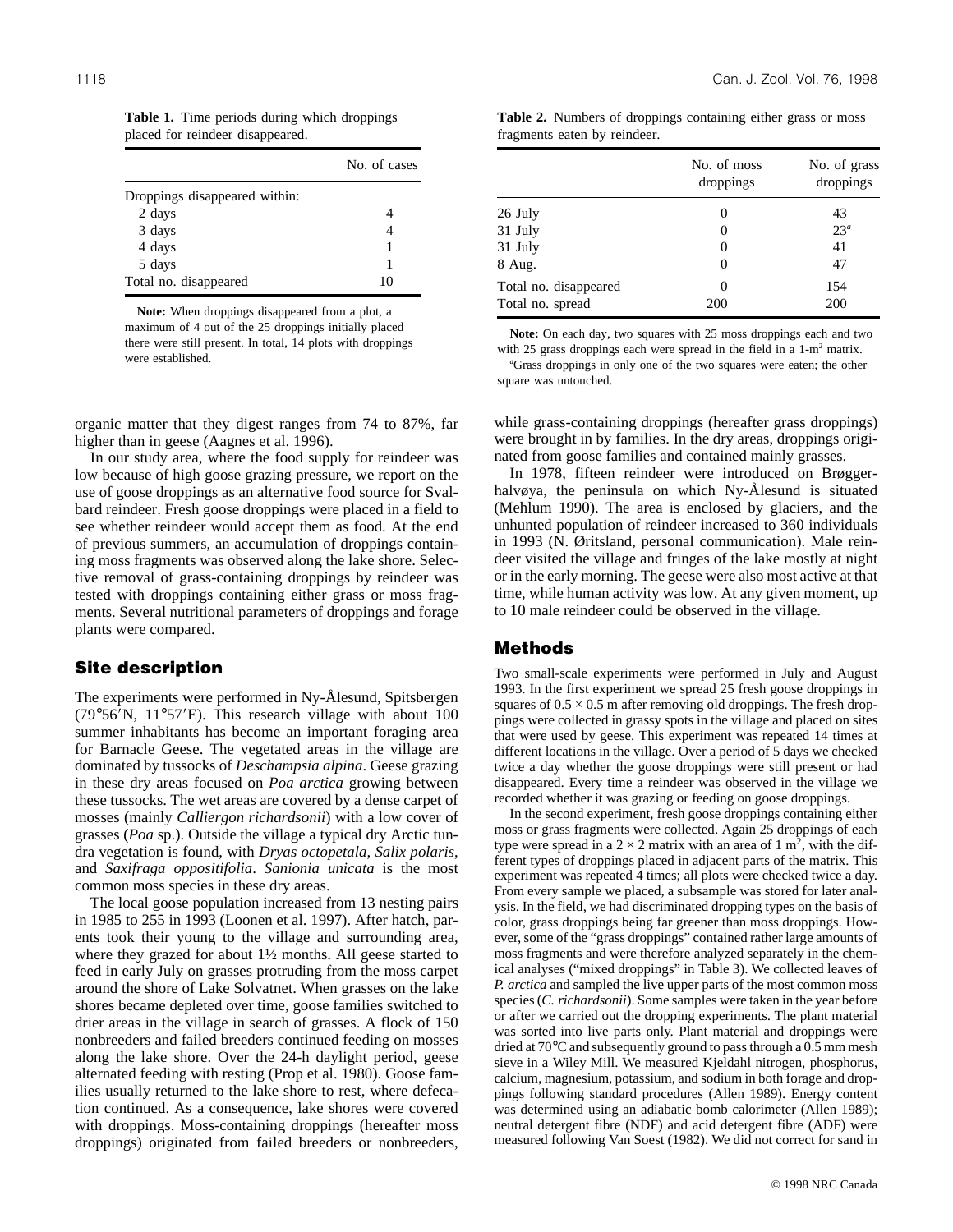**Table 1.** Time periods during which droppings placed for reindeer disappeared.

| | No. of cases |
|---|---|
| Droppings disappeared within: | |
| 2 days | 4 |
| 3 days | 4 |
| 4 days | 1 |
| 5 days | 1 |
| Total no. disappeared | 10 |

**Note:** When droppings disappeared from a plot, a maximum of 4 out of the 25 droppings initially placed there were still present. In total, 14 plots with droppings were established.

**Table 2.** Numbers of droppings containing either grass or moss fragments eaten by reindeer.

| | No. of moss droppings | No. of grass droppings |
|---|---|---|
| 26 July | 0 | 43 |
| 31 July | 0 | 23[a] |
| 31 July | 0 | 41 |
| 8 Aug. | 0 | 47 |
| Total no. disappeared | 0 | 154 |
| Total no. spread | 200 | 200 |

**Note:** On each day, two squares with 25 moss droppings each and two with 25 grass droppings each were spread in the field in a 1-m² matrix.

[a]Grass droppings in only one of the two squares were eaten; the other square was untouched.

organic matter that they digest ranges from 74 to 87%, far higher than in geese (Aagnes et al. 1996).

In our study area, where the food supply for reindeer was low because of high goose grazing pressure, we report on the use of goose droppings as an alternative food source for Svalbard reindeer. Fresh goose droppings were placed in a field to see whether reindeer would accept them as food. At the end of previous summers, an accumulation of droppings containing moss fragments was observed along the lake shore. Selective removal of grass-containing droppings by reindeer was tested with droppings containing either grass or moss fragments. Several nutritional parameters of droppings and forage plants were compared.

## Site description

The experiments were performed in Ny-Ålesund, Spitsbergen (79°56′N, 11°57′E). This research village with about 100 summer inhabitants has become an important foraging area for Barnacle Geese. The vegetated areas in the village are dominated by tussocks of *Deschampsia alpina*. Geese grazing in these dry areas focused on *Poa arctica* growing between these tussocks. The wet areas are covered by a dense carpet of mosses (mainly *Calliergon richardsonii*) with a low cover of grasses (*Poa* sp.). Outside the village a typical dry Arctic tundra vegetation is found, with *Dryas octopetala*, *Salix polaris*, and *Saxifraga oppositifolia*. *Sanionia unicata* is the most common moss species in these dry areas.

The local goose population increased from 13 nesting pairs in 1985 to 255 in 1993 (Loonen et al. 1997). After hatch, parents took their young to the village and surrounding area, where they grazed for about 1½ months. All geese started to feed in early July on grasses protruding from the moss carpet around the shore of Lake Solvatnet. When grasses on the lake shores became depleted over time, goose families switched to drier areas in the village in search of grasses. A flock of 150 nonbreeders and failed breeders continued feeding on mosses along the lake shore. Over the 24-h daylight period, geese alternated feeding with resting (Prop et al. 1980). Goose families usually returned to the lake shore to rest, where defecation continued. As a consequence, lake shores were covered with droppings. Moss-containing droppings (hereafter moss droppings) originated from failed breeders or nonbreeders, while grass-containing droppings (hereafter grass droppings) were brought in by families. In the dry areas, droppings originated from goose families and contained mainly grasses.

In 1978, fifteen reindeer were introduced on Brøggerhalvøya, the peninsula on which Ny-Ålesund is situated (Mehlum 1990). The area is enclosed by glaciers, and the unhunted population of reindeer increased to 360 individuals in 1993 (N. Øritsland, personal communication). Male reindeer visited the village and fringes of the lake mostly at night or in the early morning. The geese were also most active at that time, while human activity was low. At any given moment, up to 10 male reindeer could be observed in the village.

## Methods

Two small-scale experiments were performed in July and August 1993. In the first experiment we spread 25 fresh goose droppings in squares of 0.5 × 0.5 m after removing old droppings. The fresh droppings were collected in grassy spots in the village and placed on sites that were used by geese. This experiment was repeated 14 times at different locations in the village. Over a period of 5 days we checked twice a day whether the goose droppings were still present or had disappeared. Every time a reindeer was observed in the village we recorded whether it was grazing or feeding on goose droppings.

In the second experiment, fresh goose droppings containing either moss or grass fragments were collected. Again 25 droppings of each type were spread in a 2 × 2 matrix with an area of 1 m², with the different types of droppings placed in adjacent parts of the matrix. This experiment was repeated 4 times; all plots were checked twice a day. From every sample we placed, a subsample was stored for later analysis. In the field, we had discriminated dropping types on the basis of color, grass droppings being far greener than moss droppings. However, some of the "grass droppings" contained rather large amounts of moss fragments and were therefore analyzed separately in the chemical analyses ("mixed droppings" in Table 3). We collected leaves of *P. arctica* and sampled the live upper parts of the most common moss species (*C. richardsonii*). Some samples were taken in the year before or after we carried out the dropping experiments. The plant material was sorted into live parts only. Plant material and droppings were dried at 70°C and subsequently ground to pass through a 0.5 mm mesh sieve in a Wiley Mill. We measured Kjeldahl nitrogen, phosphorus, calcium, magnesium, potassium, and sodium in both forage and droppings following standard procedures (Allen 1989). Energy content was determined using an adiabatic bomb calorimeter (Allen 1989); neutral detergent fibre (NDF) and acid detergent fibre (ADF) were measured following Van Soest (1982). We did not correct for sand in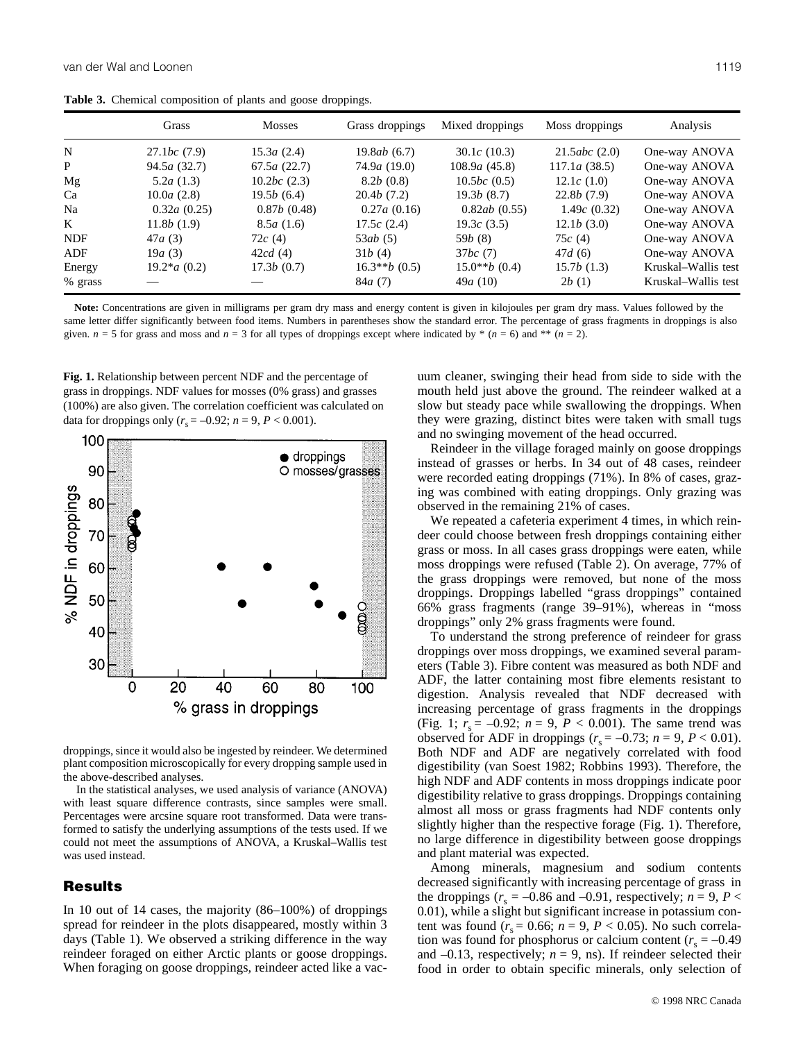**Table 3.** Chemical composition of plants and goose droppings.

| | Grass | Mosses | Grass droppings | Mixed droppings | Moss droppings | Analysis |
|---|---|---|---|---|---|---|
| N | 27.1*bc* (7.9) | 15.3*a* (2.4) | 19.8*ab* (6.7) | 30.1*c* (10.3) | 21.5*abc* (2.0) | One-way ANOVA |
| P | 94.5*a* (32.7) | 67.5*a* (22.7) | 74.9*a* (19.0) | 108.9*a* (45.8) | 117.1*a* (38.5) | One-way ANOVA |
| Mg | 5.2*a* (1.3) | 10.2*bc* (2.3) | 8.2*b* (0.8) | 10.5*bc* (0.5) | 12.1*c* (1.0) | One-way ANOVA |
| Ca | 10.0*a* (2.8) | 19.5*b* (6.4) | 20.4*b* (7.2) | 19.3*b* (8.7) | 22.8*b* (7.9) | One-way ANOVA |
| Na | 0.32*a* (0.25) | 0.87*b* (0.48) | 0.27*a* (0.16) | 0.82*ab* (0.55) | 1.49*c* (0.32) | One-way ANOVA |
| K | 11.8*b* (1.9) | 8.5*a* (1.6) | 17.5*c* (2.4) | 19.3*c* (3.5) | 12.1*b* (3.0) | One-way ANOVA |
| NDF | 47*a* (3) | 72*c* (4) | 53*ab* (5) | 59*b* (8) | 75*c* (4) | One-way ANOVA |
| ADF | 19*a* (3) | 42*cd* (4) | 31*b* (4) | 37*bc* (7) | 47*d* (6) | One-way ANOVA |
| Energy | 19.2*\*a* (0.2) | 17.3*b* (0.7) | 16.3*\*\*b* (0.5) | 15.0*\*\*b* (0.4) | 15.7*b* (1.3) | Kruskal–Wallis test |
| % grass | — | — | 84*a* (7) | 49*a* (10) | 2*b* (1) | Kruskal–Wallis test |

**Note:** Concentrations are given in milligrams per gram dry mass and energy content is given in kilojoules per gram dry mass. Values followed by the same letter differ significantly between food items. Numbers in parentheses show the standard error. The percentage of grass fragments in droppings is also given. $n = 5$ for grass and moss and $n = 3$ for all types of droppings except where indicated by \* ($n = 6$) and \*\* ($n = 2$).

**Fig. 1.** Relationship between percent NDF and the percentage of grass in droppings. NDF values for mosses (0% grass) and grasses (100%) are also given. The correlation coefficient was calculated on data for droppings only ($r_s = -0.92$; $n = 9$, $P < 0.001$).

droppings, since it would also be ingested by reindeer. We determined plant composition microscopically for every dropping sample used in the above-described analyses.

In the statistical analyses, we used analysis of variance (ANOVA) with least square difference contrasts, since samples were small. Percentages were arcsine square root transformed. Data were transformed to satisfy the underlying assumptions of the tests used. If we could not meet the assumptions of ANOVA, a Kruskal–Wallis test was used instead.

## Results

In 10 out of 14 cases, the majority (86–100%) of droppings spread for reindeer in the plots disappeared, mostly within 3 days (Table 1). We observed a striking difference in the way reindeer foraged on either Arctic plants or goose droppings. When foraging on goose droppings, reindeer acted like a vacuum cleaner, swinging their head from side to side with the mouth held just above the ground. The reindeer walked at a slow but steady pace while swallowing the droppings. When they were grazing, distinct bites were taken with small tugs and no swinging movement of the head occurred.

Reindeer in the village foraged mainly on goose droppings instead of grasses or herbs. In 34 out of 48 cases, reindeer were recorded eating droppings (71%). In 8% of cases, grazing was combined with eating droppings. Only grazing was observed in the remaining 21% of cases.

We repeated a cafeteria experiment 4 times, in which reindeer could choose between fresh droppings containing either grass or moss. In all cases grass droppings were eaten, while moss droppings were refused (Table 2). On average, 77% of the grass droppings were removed, but none of the moss droppings. Droppings labelled "grass droppings" contained 66% grass fragments (range 39–91%), whereas in "moss droppings" only 2% grass fragments were found.

To understand the strong preference of reindeer for grass droppings over moss droppings, we examined several parameters (Table 3). Fibre content was measured as both NDF and ADF, the latter containing most fibre elements resistant to digestion. Analysis revealed that NDF decreased with increasing percentage of grass fragments in the droppings (Fig. 1; $r_s = -0.92$; $n = 9$, $P < 0.001$). The same trend was observed for ADF in droppings ($r_s = -0.73$; $n = 9$, $P < 0.01$). Both NDF and ADF are negatively correlated with food digestibility (van Soest 1982; Robbins 1993). Therefore, the high NDF and ADF contents in moss droppings indicate poor digestibility relative to grass droppings. Droppings containing almost all moss or grass fragments had NDF contents only slightly higher than the respective forage (Fig. 1). Therefore, no large difference in digestibility between goose droppings and plant material was expected.

Among minerals, magnesium and sodium contents decreased significantly with increasing percentage of grass in the droppings ($r_s = -0.86$ and $-0.91$, respectively; $n = 9$, $P < 0.01$), while a slight but significant increase in potassium content was found ($r_s = 0.66$; $n = 9$, $P < 0.05$). No such correlation was found for phosphorus or calcium content ($r_s = -0.49$ and $-0.13$, respectively; $n = 9$, ns). If reindeer selected their food in order to obtain specific minerals, only selection of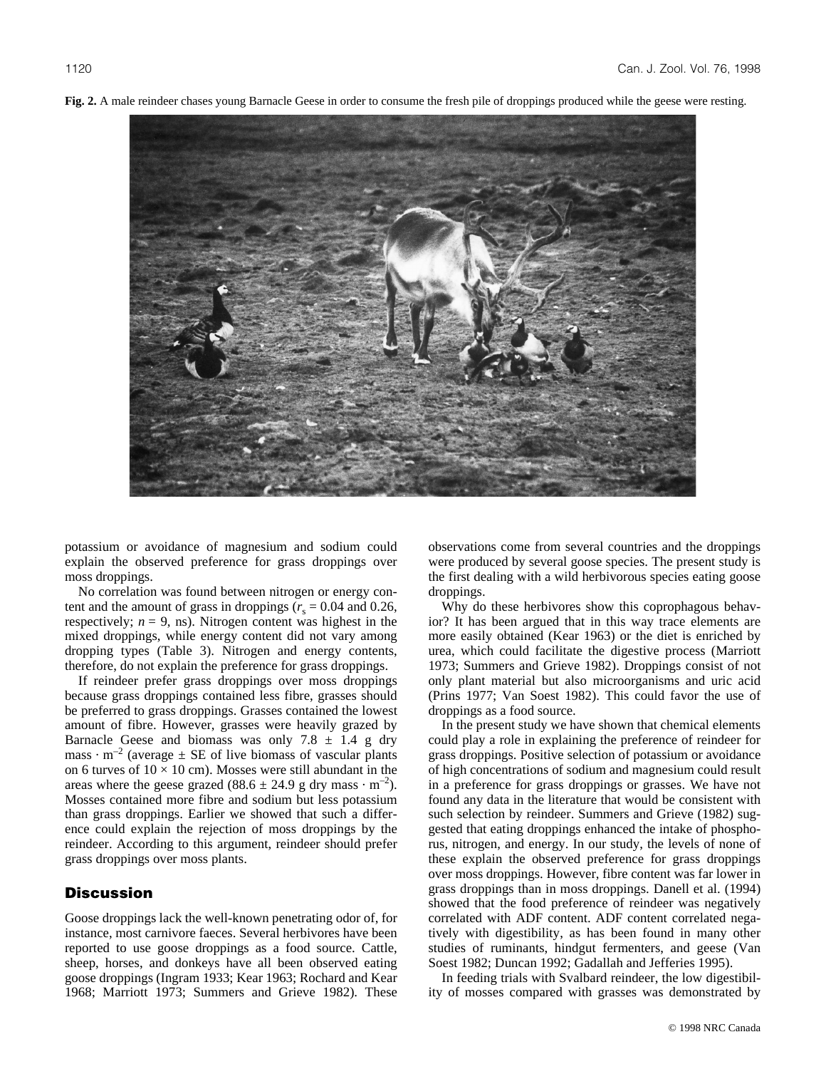**Fig. 2.** A male reindeer chases young Barnacle Geese in order to consume the fresh pile of droppings produced while the geese were resting.

potassium or avoidance of magnesium and sodium could explain the observed preference for grass droppings over moss droppings.

No correlation was found between nitrogen or energy content and the amount of grass in droppings ($r_s$ = 0.04 and 0.26, respectively; $n$ = 9, ns). Nitrogen content was highest in the mixed droppings, while energy content did not vary among dropping types (Table 3). Nitrogen and energy contents, therefore, do not explain the preference for grass droppings.

If reindeer prefer grass droppings over moss droppings because grass droppings contained less fibre, grasses should be preferred to grass droppings. Grasses contained the lowest amount of fibre. However, grasses were heavily grazed by Barnacle Geese and biomass was only 7.8 ± 1.4 g dry mass · m$^{-2}$ (average ± SE of live biomass of vascular plants on 6 turves of 10 × 10 cm). Mosses were still abundant in the areas where the geese grazed (88.6 ± 24.9 g dry mass · m$^{-2}$). Mosses contained more fibre and sodium but less potassium than grass droppings. Earlier we showed that such a difference could explain the rejection of moss droppings by the reindeer. According to this argument, reindeer should prefer grass droppings over moss plants.

## Discussion

Goose droppings lack the well-known penetrating odor of, for instance, most carnivore faeces. Several herbivores have been reported to use goose droppings as a food source. Cattle, sheep, horses, and donkeys have all been observed eating goose droppings (Ingram 1933; Kear 1963; Rochard and Kear 1968; Marriott 1973; Summers and Grieve 1982). These observations come from several countries and the droppings were produced by several goose species. The present study is the first dealing with a wild herbivorous species eating goose droppings.

Why do these herbivores show this coprophagous behavior? It has been argued that in this way trace elements are more easily obtained (Kear 1963) or the diet is enriched by urea, which could facilitate the digestive process (Marriott 1973; Summers and Grieve 1982). Droppings consist of not only plant material but also microorganisms and uric acid (Prins 1977; Van Soest 1982). This could favor the use of droppings as a food source.

In the present study we have shown that chemical elements could play a role in explaining the preference of reindeer for grass droppings. Positive selection of potassium or avoidance of high concentrations of sodium and magnesium could result in a preference for grass droppings or grasses. We have not found any data in the literature that would be consistent with such selection by reindeer. Summers and Grieve (1982) suggested that eating droppings enhanced the intake of phosphorus, nitrogen, and energy. In our study, the levels of none of these explain the observed preference for grass droppings over moss droppings. However, fibre content was far lower in grass droppings than in moss droppings. Danell et al. (1994) showed that the food preference of reindeer was negatively correlated with ADF content. ADF content correlated negatively with digestibility, as has been found in many other studies of ruminants, hindgut fermenters, and geese (Van Soest 1982; Duncan 1992; Gadallah and Jefferies 1995).

In feeding trials with Svalbard reindeer, the low digestibility of mosses compared with grasses was demonstrated by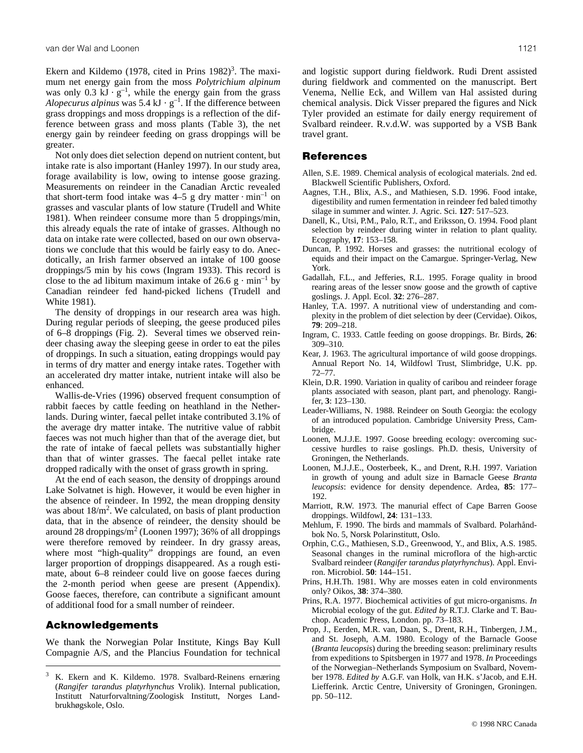Ekern and Kildemo (1978, cited in Prins 1982)[3]. The maximum net energy gain from the moss *Polytrichium alpinum* was only 0.3 kJ · $g^{-1}$, while the energy gain from the grass *Alopecurus alpinus* was 5.4 kJ · $g^{-1}$. If the difference between grass droppings and moss droppings is a reflection of the difference between grass and moss plants (Table 3), the net energy gain by reindeer feeding on grass droppings will be greater.

Not only does diet selection depend on nutrient content, but intake rate is also important (Hanley 1997). In our study area, forage availability is low, owing to intense goose grazing. Measurements on reindeer in the Canadian Arctic revealed that short-term food intake was 4–5 g dry matter · $min^{-1}$ on grasses and vascular plants of low stature (Trudell and White 1981). When reindeer consume more than 5 droppings/min, this already equals the rate of intake of grasses. Although no data on intake rate were collected, based on our own observations we conclude that this would be fairly easy to do. Anecdotically, an Irish farmer observed an intake of 100 goose droppings/5 min by his cows (Ingram 1933). This record is close to the ad libitum maximum intake of 26.6 g · $min^{-1}$ by Canadian reindeer fed hand-picked lichens (Trudell and White 1981).

The density of droppings in our research area was high. During regular periods of sleeping, the geese produced piles of 6–8 droppings (Fig. 2). Several times we observed reindeer chasing away the sleeping geese in order to eat the piles of droppings. In such a situation, eating droppings would pay in terms of dry matter and energy intake rates. Together with an accelerated dry matter intake, nutrient intake will also be enhanced.

Wallis-de-Vries (1996) observed frequent consumption of rabbit faeces by cattle feeding on heathland in the Netherlands. During winter, faecal pellet intake contributed 3.1% of the average dry matter intake. The nutritive value of rabbit faeces was not much higher than that of the average diet, but the rate of intake of faecal pellets was substantially higher than that of winter grasses. The faecal pellet intake rate dropped radically with the onset of grass growth in spring.

At the end of each season, the density of droppings around Lake Solvatnet is high. However, it would be even higher in the absence of reindeer. In 1992, the mean dropping density was about 18/$m^2$. We calculated, on basis of plant production data, that in the absence of reindeer, the density should be around 28 droppings/$m^2$ (Loonen 1997); 36% of all droppings were therefore removed by reindeer. In dry grassy areas, where most "high-quality" droppings are found, an even larger proportion of droppings disappeared. As a rough estimate, about 6–8 reindeer could live on goose faeces during the 2-month period when geese are present (Appendix). Goose faeces, therefore, can contribute a significant amount of additional food for a small number of reindeer.

## Acknowledgements

We thank the Norwegian Polar Institute, Kings Bay Kull Compagnie A/S, and the Plancius Foundation for technical and logistic support during fieldwork. Rudi Drent assisted during fieldwork and commented on the manuscript. Bert Venema, Nellie Eck, and Willem van Hal assisted during chemical analysis. Dick Visser prepared the figures and Nick Tyler provided an estimate for daily energy requirement of Svalbard reindeer. R.v.d.W. was supported by a VSB Bank travel grant.

[3] K. Ekern and K. Kildemo. 1978. Svalbard-Reinens ernæring (*Rangifer tarandus platyrhynchus* Vrolik). Internal publication, Institutt Naturforvaltning/Zoologisk Institutt, Norges Landbrukhøgskole, Oslo.

## References

Allen, S.E. 1989. Chemical analysis of ecological materials. 2nd ed. Blackwell Scientific Publishers, Oxford.

Aagnes, T.H., Blix, A.S., and Mathiesen, S.D. 1996. Food intake, digestibility and rumen fermentation in reindeer fed baled timothy silage in summer and winter. J. Agric. Sci. **127**: 517–523.

Danell, K., Utsi, P.M., Palo, R.T., and Eriksson, O. 1994. Food plant selection by reindeer during winter in relation to plant quality. Ecography, **17**: 153–158.

Duncan, P. 1992. Horses and grasses: the nutritional ecology of equids and their impact on the Camargue. Springer-Verlag, New York.

Gadallah, F.L., and Jefferies, R.L. 1995. Forage quality in brood rearing areas of the lesser snow goose and the growth of captive goslings. J. Appl. Ecol. **32**: 276–287.

Hanley, T.A. 1997. A nutritional view of understanding and complexity in the problem of diet selection by deer (Cervidae). Oikos, **79**: 209–218.

Ingram, C. 1933. Cattle feeding on goose droppings. Br. Birds, **26**: 309–310.

Kear, J. 1963. The agricultural importance of wild goose droppings. Annual Report No. 14, Wildfowl Trust, Slimbridge, U.K. pp. 72–77.

Klein, D.R. 1990. Variation in quality of caribou and reindeer forage plants associated with season, plant part, and phenology. Rangifer, **3**: 123–130.

Leader-Williams, N. 1988. Reindeer on South Georgia: the ecology of an introduced population. Cambridge University Press, Cambridge.

Loonen, M.J.J.E. 1997. Goose breeding ecology: overcoming successive hurdles to raise goslings. Ph.D. thesis, University of Groningen, the Netherlands.

Loonen, M.J.J.E., Oosterbeek, K., and Drent, R.H. 1997. Variation in growth of young and adult size in Barnacle Geese *Branta leucopsis*: evidence for density dependence. Ardea, **85**: 177–192.

Marriott, R.W. 1973. The manurial effect of Cape Barren Goose droppings. Wildfowl, **24**: 131–133.

Mehlum, F. 1990. The birds and mammals of Svalbard. Polarhåndbok No. 5, Norsk Polarinstitutt, Oslo.

Orphin, C.G., Mathiesen, S.D., Greenwood, Y., and Blix, A.S. 1985. Seasonal changes in the ruminal microflora of the high-arctic Svalbard reindeer (*Rangifer tarandus platyrhynchus*). Appl. Environ. Microbiol. **50**: 144–151.

Prins, H.H.Th. 1981. Why are mosses eaten in cold environments only? Oikos, **38**: 374–380.

Prins, R.A. 1977. Biochemical activities of gut micro-organisms. *In* Microbial ecology of the gut. *Edited by* R.T.J. Clarke and T. Bauchop. Academic Press, London. pp. 73–183.

Prop, J., Eerden, M.R. van, Daan, S., Drent, R.H., Tinbergen, J.M., and St. Joseph, A.M. 1980. Ecology of the Barnacle Goose (*Branta leucopsis*) during the breeding season: preliminary results from expeditions to Spitsbergen in 1977 and 1978. *In* Proceedings of the Norwegian–Netherlands Symposium on Svalbard, November 1978. *Edited by* A.G.F. van Holk, van H.K. s'Jacob, and E.H. Liefferink. Arctic Centre, University of Groningen, Groningen. pp. 50–112.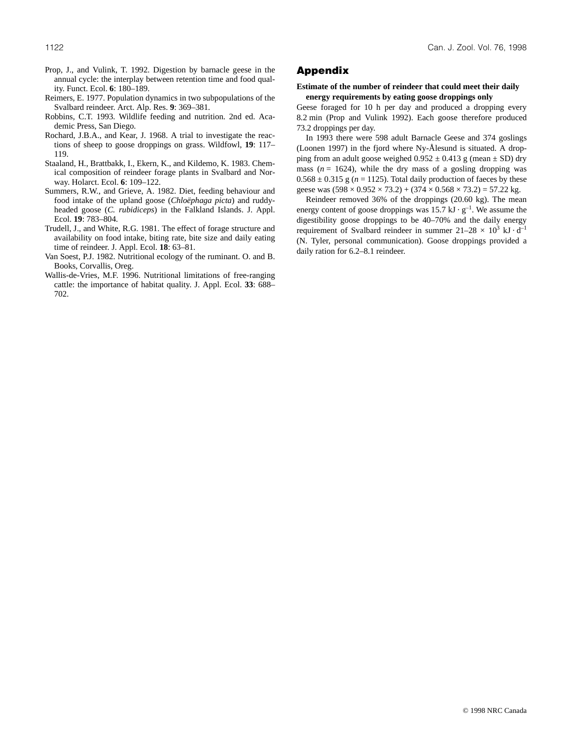Prop, J., and Vulink, T. 1992. Digestion by barnacle geese in the annual cycle: the interplay between retention time and food quality. Funct. Ecol. **6**: 180–189.

Reimers, E. 1977. Population dynamics in two subpopulations of the Svalbard reindeer. Arct. Alp. Res. **9**: 369–381.

Robbins, C.T. 1993. Wildlife feeding and nutrition. 2nd ed. Academic Press, San Diego.

Rochard, J.B.A., and Kear, J. 1968. A trial to investigate the reactions of sheep to goose droppings on grass. Wildfowl, **19**: 117–119.

Staaland, H., Brattbakk, I., Ekern, K., and Kildemo, K. 1983. Chemical composition of reindeer forage plants in Svalbard and Norway. Holarct. Ecol. **6**: 109–122.

Summers, R.W., and Grieve, A. 1982. Diet, feeding behaviour and food intake of the upland goose (*Chloëphaga picta*) and ruddy-headed goose (*C. rubidiceps*) in the Falkland Islands. J. Appl. Ecol. **19**: 783–804.

Trudell, J., and White, R.G. 1981. The effect of forage structure and availability on food intake, biting rate, bite size and daily eating time of reindeer. J. Appl. Ecol. **18**: 63–81.

Van Soest, P.J. 1982. Nutritional ecology of the ruminant. O. and B. Books, Corvallis, Oreg.

Wallis-de-Vries, M.F. 1996. Nutritional limitations of free-ranging cattle: the importance of habitat quality. J. Appl. Ecol. **33**: 688–702.

## Appendix

**Estimate of the number of reindeer that could meet their daily energy requirements by eating goose droppings only**

Geese foraged for 10 h per day and produced a dropping every 8.2 min (Prop and Vulink 1992). Each goose therefore produced 73.2 droppings per day.

In 1993 there were 598 adult Barnacle Geese and 374 goslings (Loonen 1997) in the fjord where Ny-Ålesund is situated. A dropping from an adult goose weighed $0.952 \pm 0.413$ g (mean ± SD) dry mass ($n$ = 1624), while the dry mass of a gosling dropping was $0.568 \pm 0.315$ g ($n$ = 1125). Total daily production of faeces by these geese was $(598 \times 0.952 \times 73.2) + (374 \times 0.568 \times 73.2) = 57.22$ kg.

Reindeer removed 36% of the droppings (20.60 kg). The mean energy content of goose droppings was $15.7\ \text{kJ} \cdot \text{g}^{-1}$. We assume the digestibility goose droppings to be 40–70% and the daily energy requirement of Svalbard reindeer in summer $21\text{–}28 \times 10^{3}\ \text{kJ} \cdot \text{d}^{-1}$ (N. Tyler, personal communication). Goose droppings provided a daily ration for 6.2–8.1 reindeer.